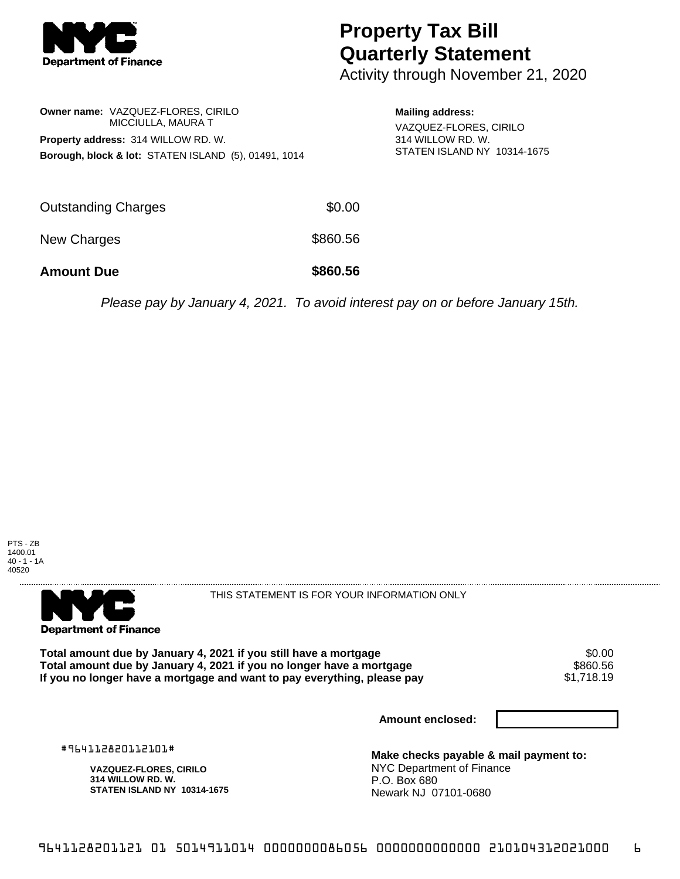# Property Tax Bill Quarterly Statement

Activity through November 21, 2020

**Owner name:** VAZQUEZ-FLORES, CIRILO
MICCIULLA, MAURA T

**Property address:** 314 WILLOW RD. W.

**Borough, block & lot:** STATEN ISLAND (5), 01491, 1014

**Mailing address:**
VAZQUEZ-FLORES, CIRILO
314 WILLOW RD. W.
STATEN ISLAND NY 10314-1675

| | |
|---|---|
| Outstanding Charges | $0.00 |
| New Charges | $860.56 |
| **Amount Due** | **$860.56** |

*Please pay by January 4, 2021. To avoid interest pay on or before January 15th.*

PTS - ZB
1400.01
40 - 1 - 1A
40520

THIS STATEMENT IS FOR YOUR INFORMATION ONLY

| | |
|---|---|
| **Total amount due by January 4, 2021 if you still have a mortgage** | $0.00 |
| **Total amount due by January 4, 2021 if you no longer have a mortgage** | $860.56 |
| **If you no longer have a mortgage and want to pay everything, please pay** | $1,718.19 |

**Amount enclosed:**

#964112820112101#

**VAZQUEZ-FLORES, CIRILO**
**314 WILLOW RD. W.**
**STATEN ISLAND NY 10314-1675**

**Make checks payable & mail payment to:**
NYC Department of Finance
P.O. Box 680
Newark NJ 07101-0680

9641128201121 01 5014911014 0000000086056 0000000000000 210104312021000 6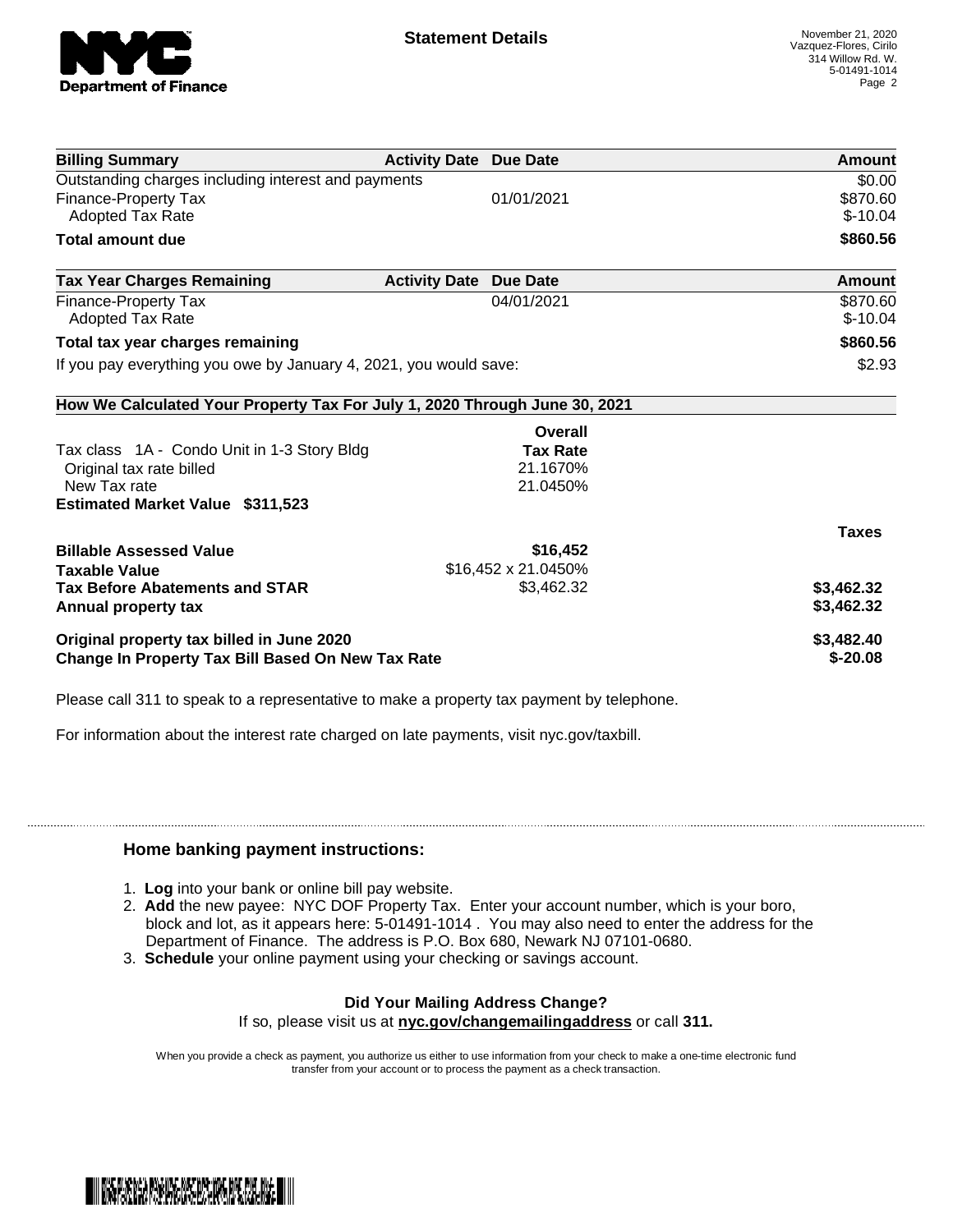**Statement Details**

November 21, 2020
Vazquez-Flores, Cirilo
314 Willow Rd. W.
5-01491-1014

| Billing Summary | Activity Date | Due Date | Amount |
|---|---|---|---|
| Outstanding charges including interest and payments | | | $0.00 |
| Finance-Property Tax | | 01/01/2021 | $870.60 |
| Adopted Tax Rate | | | $-10.04 |
| **Total amount due** | | | **$860.56** |

| Tax Year Charges Remaining | Activity Date | Due Date | Amount |
|---|---|---|---|
| Finance-Property Tax | | 04/01/2021 | $870.60 |
| Adopted Tax Rate | | | $-10.04 |
| **Total tax year charges remaining** | | | **$860.56** |
| If you pay everything you owe by January 4, 2021, you would save: | | | $2.93 |

**How We Calculated Your Property Tax For July 1, 2020 Through June 30, 2021**

| | Overall Tax Rate | |
|---|---|---|
| Tax class 1A - Condo Unit in 1-3 Story Bldg | | |
| Original tax rate billed | 21.1670% | |
| New Tax rate | 21.0450% | |
| **Estimated Market Value $311,523** | | |

| | | Taxes |
|---|---|---|
| **Billable Assessed Value** | **$16,452** | |
| **Taxable Value** | $16,452 x 21.0450% | |
| **Tax Before Abatements and STAR** | $3,462.32 | **$3,462.32** |
| **Annual property tax** | | **$3,462.32** |
| **Original property tax billed in June 2020** | | **$3,482.40** |
| **Change In Property Tax Bill Based On New Tax Rate** | | **$-20.08** |

Please call 311 to speak to a representative to make a property tax payment by telephone.

For information about the interest rate charged on late payments, visit nyc.gov/taxbill.

### Home banking payment instructions:

1. **Log** into your bank or online bill pay website.
2. **Add** the new payee: NYC DOF Property Tax. Enter your account number, which is your boro, block and lot, as it appears here: 5-01491-1014 . You may also need to enter the address for the Department of Finance. The address is P.O. Box 680, Newark NJ 07101-0680.
3. **Schedule** your online payment using your checking or savings account.

**Did Your Mailing Address Change?**

If so, please visit us at **nyc.gov/changemailingaddress** or call **311.**

When you provide a check as payment, you authorize us either to use information from your check to make a one-time electronic fund transfer from your account or to process the payment as a check transaction.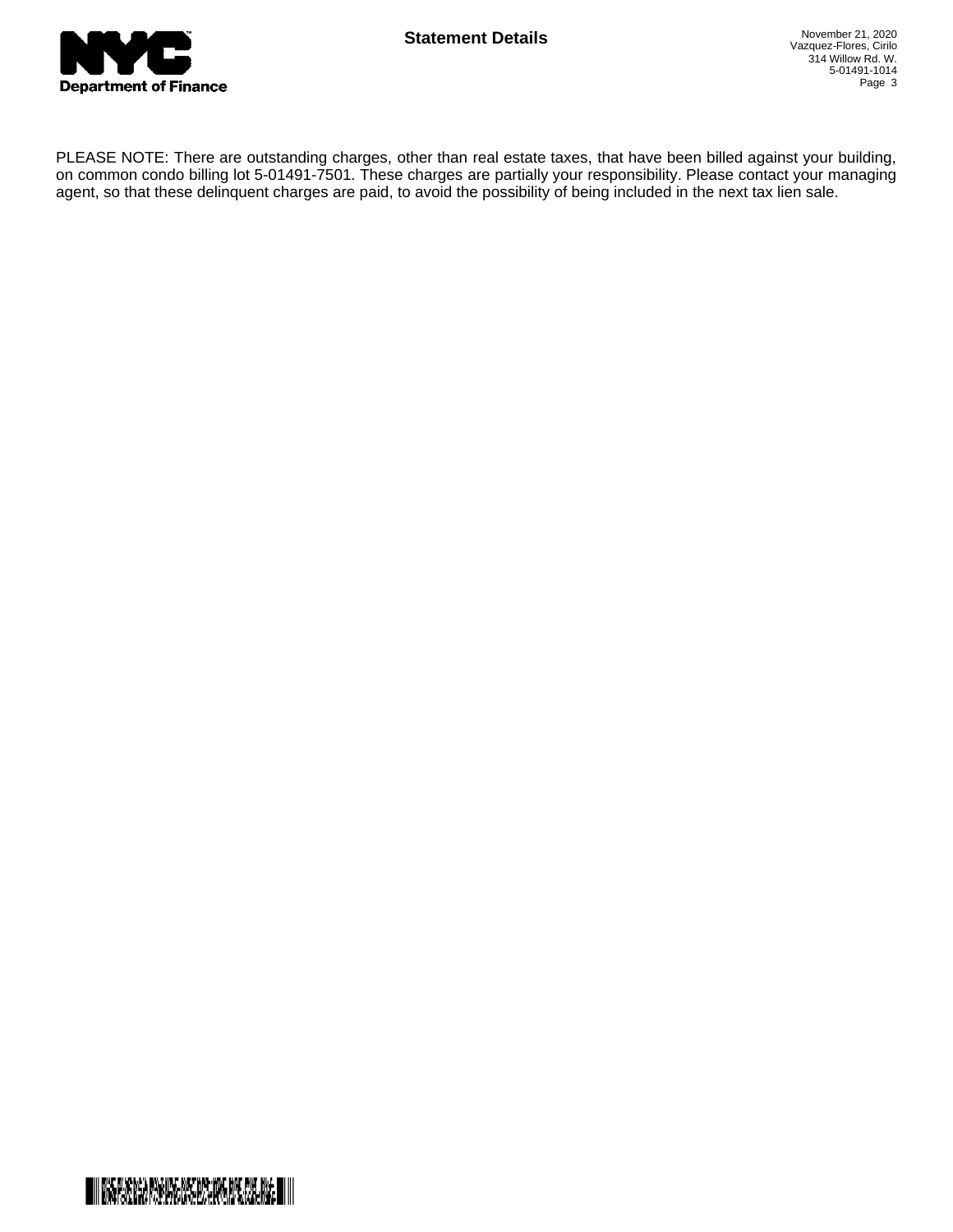PLEASE NOTE: There are outstanding charges, other than real estate taxes, that have been billed against your building, on common condo billing lot 5-01491-7501. These charges are partially your responsibility. Please contact your managing agent, so that these delinquent charges are paid, to avoid the possibility of being included in the next tax lien sale.